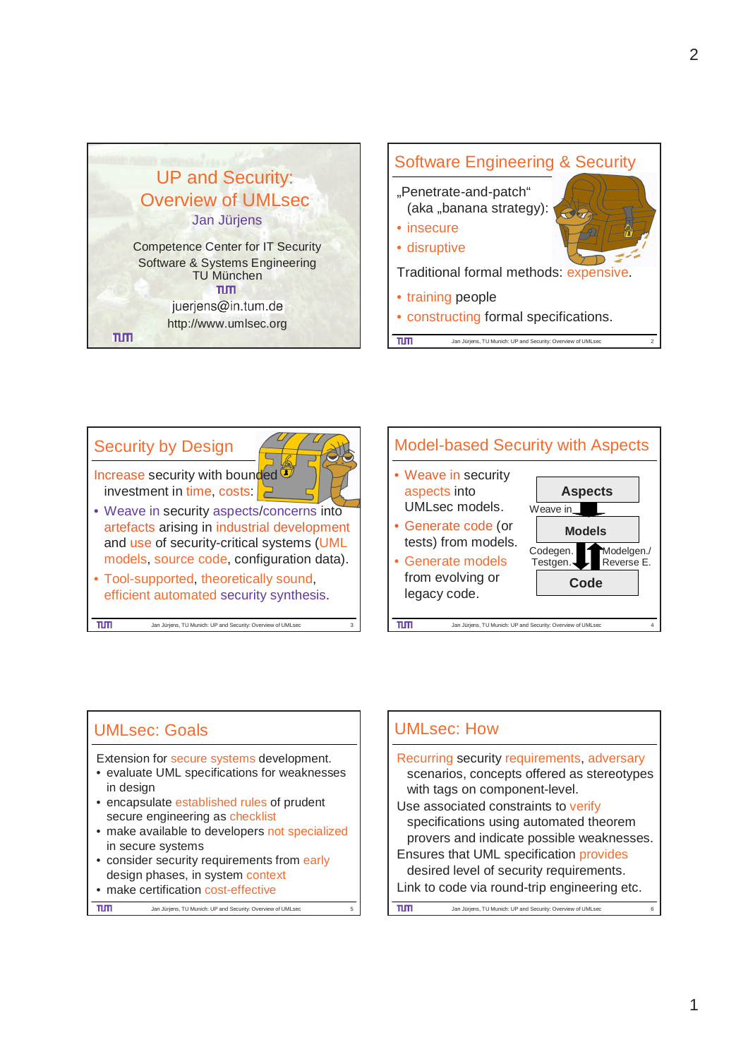# UP and Security: Overview of UMLsec

Jan Jürjens

Competence Center for IT Security
Software & Systems Engineering
TU München

juerjens@in.tum.de
http://www.umlsec.org

## Software Engineering & Security

„Penetrate-and-patch" (aka „banana strategy):

- insecure
- disruptive

Traditional formal methods: expensive.

- training people
- constructing formal specifications.

## Security by Design

Increase security with bounded investment in time, costs:

- Weave in security aspects/concerns into artefacts arising in industrial development and use of security-critical systems (UML models, source code, configuration data).
- Tool-supported, theoretically sound, efficient automated security synthesis.

## Model-based Security with Aspects

- Weave in security aspects into UMLsec models.
- Generate code (or tests) from models.
- Generate models from evolving or legacy code.

Aspects → (Weave in) → Models → (Codegen. / Testgen.) → Code; Code → (Modelgen. / Reverse E.) → Models

## UMLsec: Goals

Extension for secure systems development.

- evaluate UML specifications for weaknesses in design
- encapsulate established rules of prudent secure engineering as checklist
- make available to developers not specialized in secure systems
- consider security requirements from early design phases, in system context
- make certification cost-effective

## UMLsec: How

Recurring security requirements, adversary scenarios, concepts offered as stereotypes with tags on component-level.

Use associated constraints to verify specifications using automated theorem provers and indicate possible weaknesses.

Ensures that UML specification provides desired level of security requirements.

Link to code via round-trip engineering etc.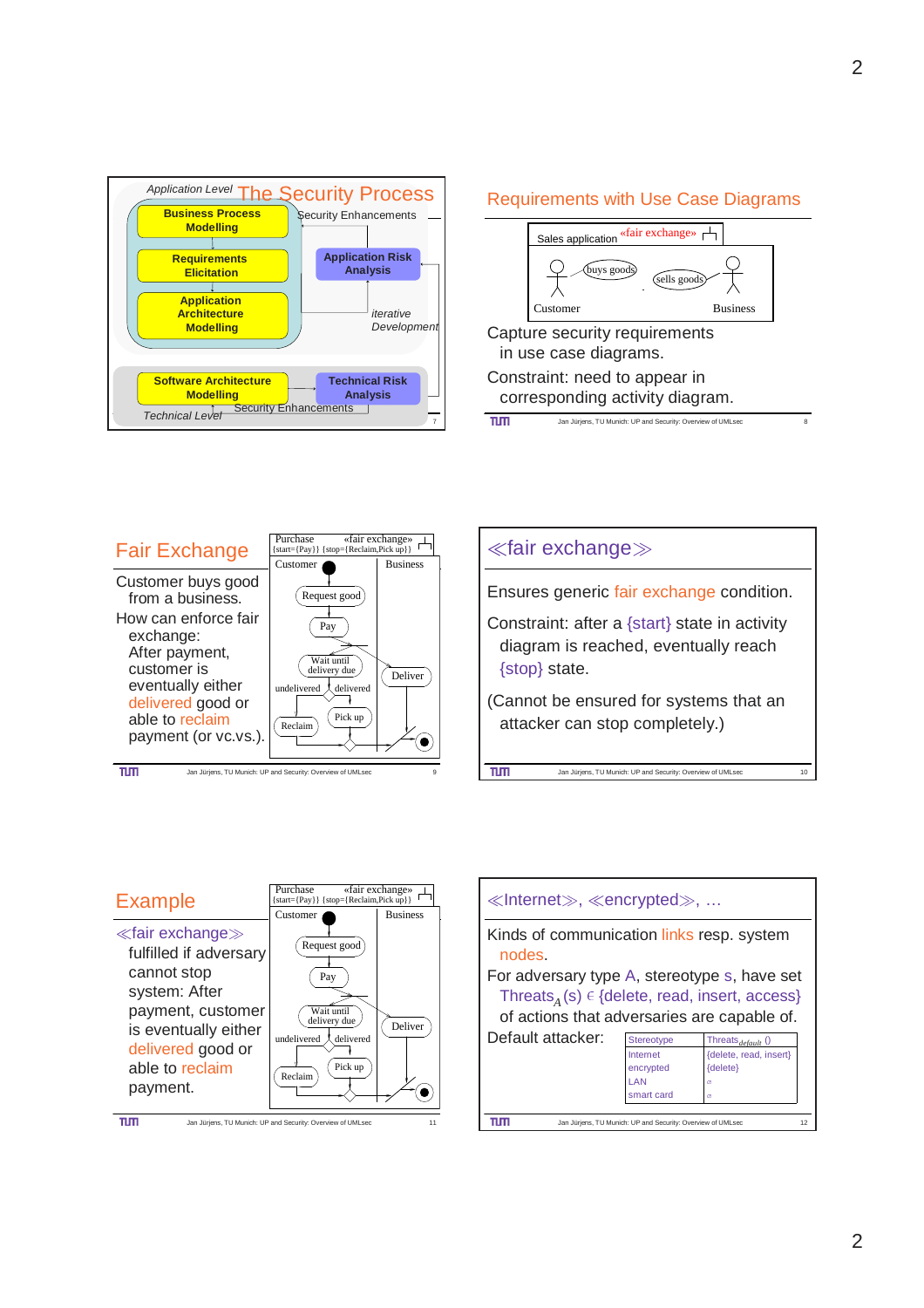## The Security Process

Application Level

Business Process Modelling → Requirements Elicitation → Application Architecture Modelling

Security Enhancements

Application Risk Analysis

iterative Development

Software Architecture Modelling → Technical Risk Analysis

Security Enhancements

Technical Level

## Requirements with Use Case Diagrams

Sales application «fair exchange»

Customer — buys goods; sells goods — Business

Capture security requirements in use case diagrams.

Constraint: need to appear in corresponding activity diagram.

## Fair Exchange

Customer buys good from a business.

How can enforce fair exchange:
After payment, customer is eventually either delivered good or able to reclaim payment (or vc.vs.).

Purchase «fair exchange»
{start={Pay}} {stop={Reclaim,Pick up}}

Customer: Request good → Pay → Wait until delivery due → [undelivered] Reclaim / [delivered] Pick up

Business: Deliver

## ≪fair exchange≫

Ensures generic fair exchange condition.

Constraint: after a {start} state in activity diagram is reached, eventually reach {stop} state.

(Cannot be ensured for systems that an attacker can stop completely.)

## Example

≪fair exchange≫ fulfilled if adversary cannot stop system: After payment, customer is eventually either delivered good or able to reclaim payment.

Purchase «fair exchange»
{start={Pay}} {stop={Reclaim,Pick up}}

Customer: Request good → Pay → Wait until delivery due → [undelivered] Reclaim / [delivered] Pick up

Business: Deliver

## ≪Internet≫, ≪encrypted≫, …

Kinds of communication links resp. system nodes.

For adversary type A, stereotype s, have set $Threats_A(s) \in$ {delete, read, insert, access} of actions that adversaries are capable of.

Default attacker:

| Stereotype | $Threats_{default}()$ |
| --- | --- |
| Internet | {delete, read, insert} |
| encrypted | {delete} |
| LAN | ∅ |
| smart card | ∅ |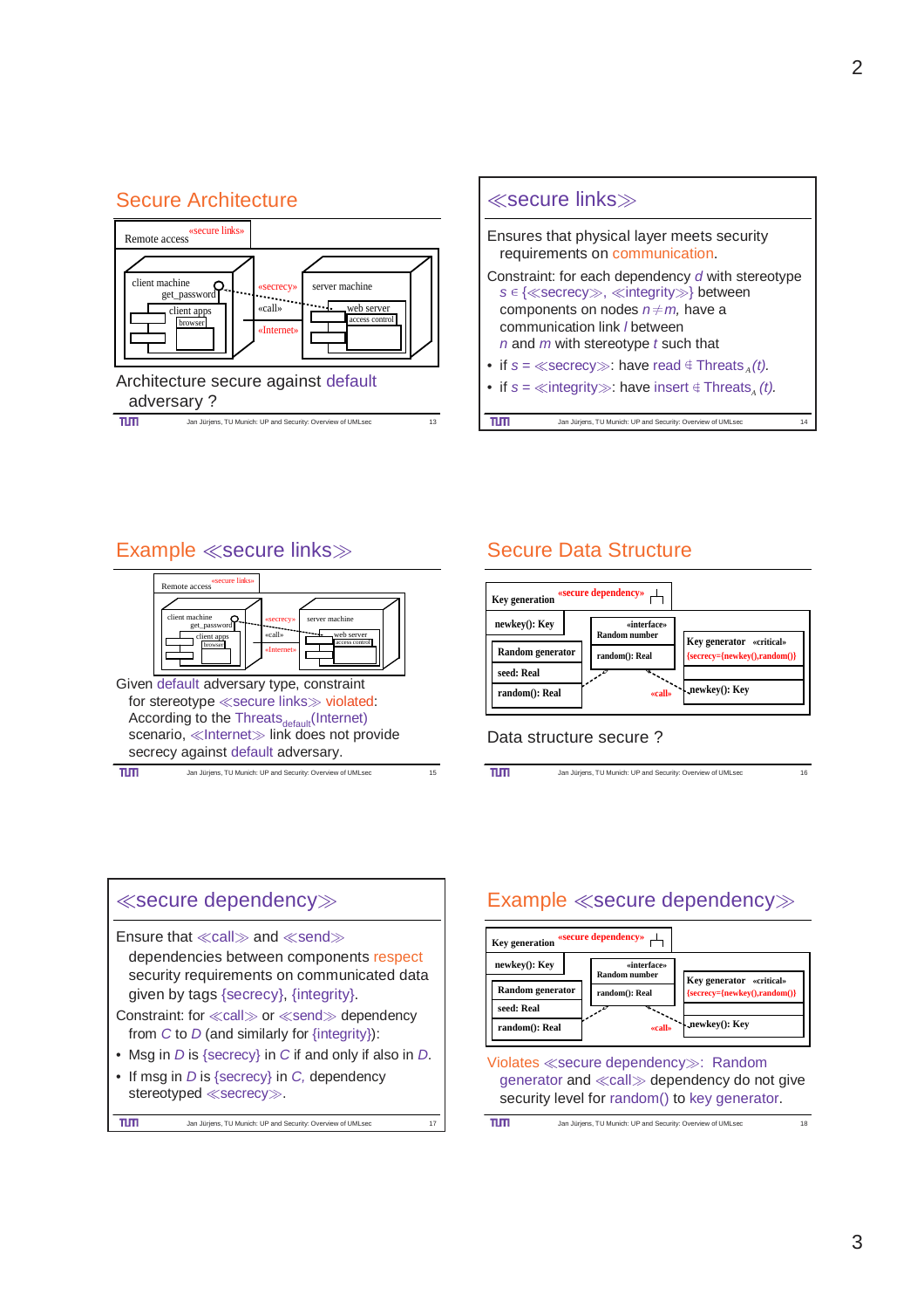## Secure Architecture

Remote access «secure links»

client machine get_password, client apps, browser — «secrecy» «call» «Internet» — server machine, web server, access control

Architecture secure against default adversary ?

## ≪secure links≫

Ensures that physical layer meets security requirements on communication.

Constraint: for each dependency *d* with stereotype $s \in$ {≪secrecy≫, ≪integrity≫} between components on nodes $n \neq m$, have a communication link *l* between *n* and *m* with stereotype *t* such that

- if *s* = ≪secrecy≫: have read $\notin$ $Threats_A(t)$.
- if *s* = ≪integrity≫: have insert $\notin$ $Threats_A(t)$.

## Example ≪secure links≫

Remote access «secure links»

client machine get_password, client apps, browser — «secrecy» «call» «Internet» — server machine, web server, access control

Given default adversary type, constraint for stereotype ≪secure links≫ violated: According to the $Threats_{default}$(Internet) scenario, ≪Internet≫ link does not provide secrecy against default adversary.

## Secure Data Structure

Key generation «secure dependency»

newkey(): Key; Random generator, seed: Real, random(): Real; «interface» Random number, random(): Real; Key generator «critical» {secrecy={newkey(),random()}}, newkey(): Key; «call»

Data structure secure ?

## ≪secure dependency≫

Ensure that ≪call≫ and ≪send≫ dependencies between components respect security requirements on communicated data given by tags {secrecy}, {integrity}.

Constraint: for ≪call≫ or ≪send≫ dependency from *C* to *D* (and similarly for {integrity}):

- Msg in *D* is {secrecy} in *C* if and only if also in *D*.
- If msg in *D* is {secrecy} in *C*, dependency stereotyped ≪secrecy≫.

## Example ≪secure dependency≫

Key generation «secure dependency»

newkey(): Key; Random generator, seed: Real, random(): Real; «interface» Random number, random(): Real; Key generator «critical» {secrecy={newkey(),random()}}, newkey(): Key; «call»

Violates ≪secure dependency≫: Random generator and ≪call≫ dependency do not give security level for random() to key generator.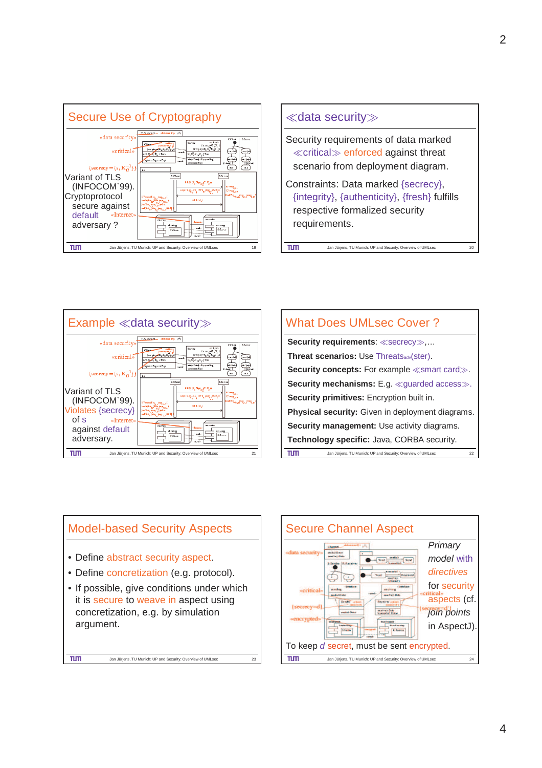## Secure Use of Cryptography

«data security»

«critical»

{secrecy = {s, $K_C^{-1}$}}

Variant of TLS (INFOCOM`99). Cryptoprotocol secure against default adversary ?

«Internet»

## ≪data security≫

Security requirements of data marked ≪critical≫ enforced against threat scenario from deployment diagram.

Constraints: Data marked {secrecy}, {integrity}, {authenticity}, {fresh} fulfills respective formalized security requirements.

## Example ≪data security≫

«data security»

«critical»

{secrecy = {s, $K_C^{-1}$}}

Variant of TLS (INFOCOM`99). Violates {secrecy} of s against default adversary.

«Internet»

## What Does UMLsec Cover ?

**Security requirements**: ≪secrecy≫,…

**Threat scenarios:** Use $\text{Threats}_{\text{adv}}$(ster).

**Security concepts:** For example ≪smart card≫.

**Security mechanisms:** E.g. ≪guarded access≫.

**Security primitives:** Encryption built in.

**Physical security:** Given in deployment diagrams.

**Security management:** Use activity diagrams.

**Technology specific:** Java, CORBA security.

## Model-based Security Aspects

- Define abstract security aspect.
- Define concretization (e.g. protocol).
- If possible, give conditions under which it is secure to weave in aspect using concretization, e.g. by simulation argument.

## Secure Channel Aspect

«data security»

«critical»

{secrecy=d}

«encrypted»

*Primary model* with *directives* for security aspects (cf. *join points* in AspectJ).

To keep *d* secret, must be sent encrypted.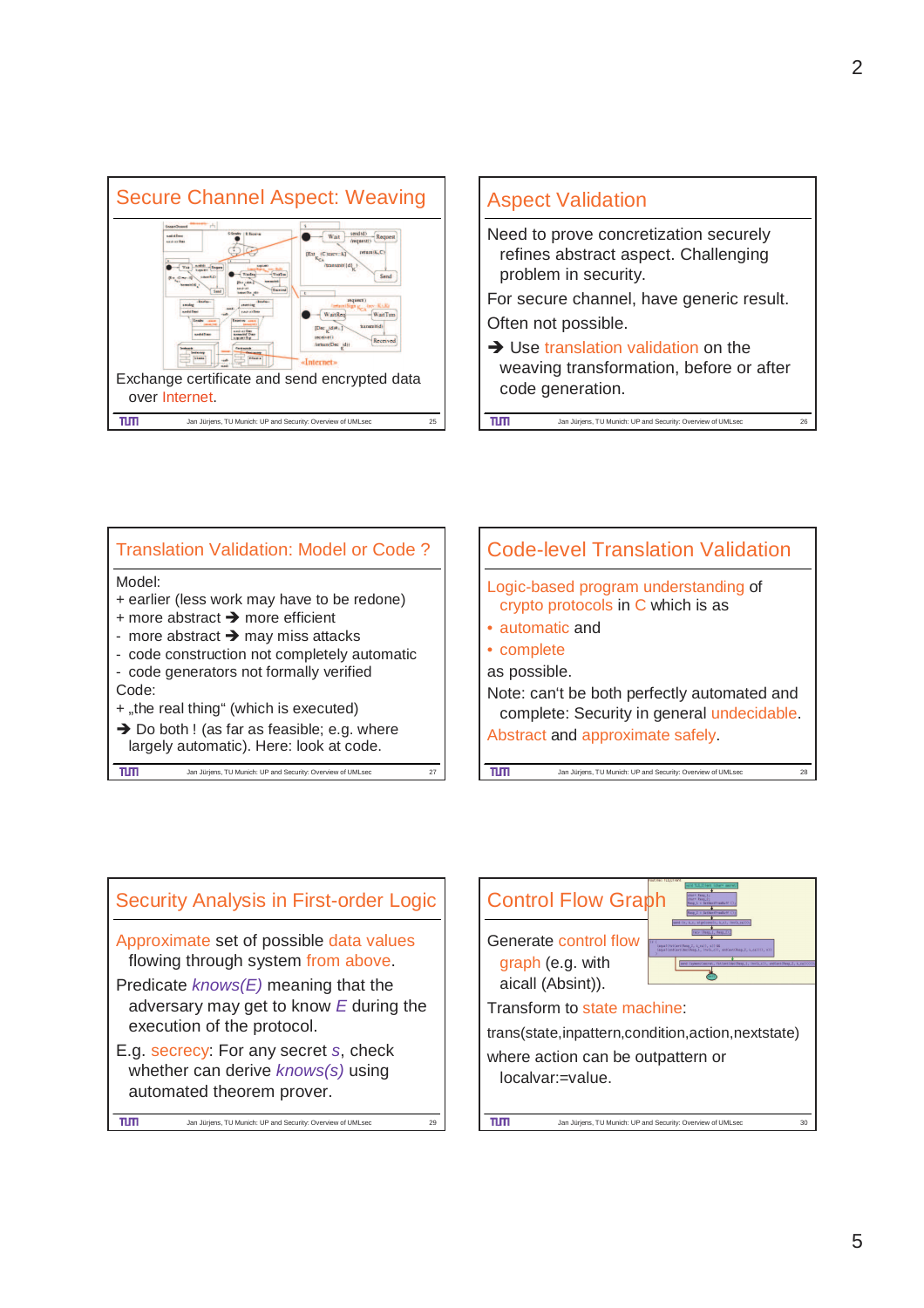## Secure Channel Aspect: Weaving

Exchange certificate and send encrypted data over Internet.

## Aspect Validation

Need to prove concretization securely refines abstract aspect. Challenging problem in security.

For secure channel, have generic result.

Often not possible.

➔ Use translation validation on the weaving transformation, before or after code generation.

## Translation Validation: Model or Code ?

Model:
+ earlier (less work may have to be redone)
+ more abstract ➔ more efficient
- more abstract ➔ may miss attacks
- code construction not completely automatic
- code generators not formally verified

Code:
+ „the real thing“ (which is executed)

➔ Do both ! (as far as feasible; e.g. where largely automatic). Here: look at code.

## Code-level Translation Validation

Logic-based program understanding of crypto protocols in C which is as

- automatic and
- complete

as possible.

Note: can't be both perfectly automated and complete: Security in general undecidable.

Abstract and approximate safely.

## Security Analysis in First-order Logic

Approximate set of possible data values flowing through system from above.

Predicate *knows(E)* meaning that the adversary may get to know *E* during the execution of the protocol.

E.g. secrecy: For any secret *s*, check whether can derive *knows(s)* using automated theorem prover.

## Control Flow Graph

Generate control flow graph (e.g. with aicall (Absint)).

Transform to state machine:

trans(state,inpattern,condition,action,nextstate)

where action can be outpattern or localvar:=value.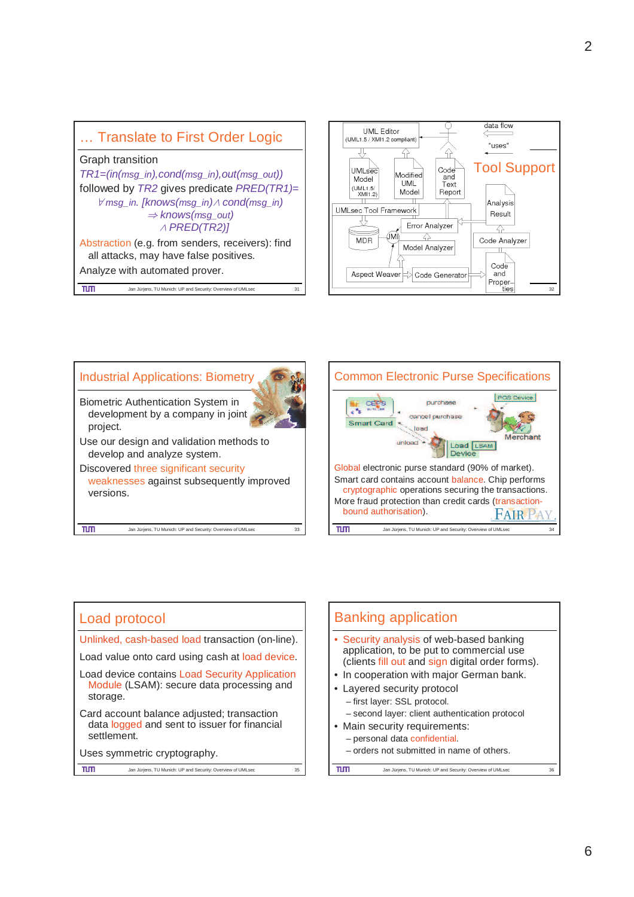## … Translate to First Order Logic

Graph transition
*TR1=(in(msg_in),cond(msg_in),out(msg_out))*
followed by *TR2* gives predicate *PRED(TR1)=*
$\forall$ *msg_in. [knows(msg_in)* $\wedge$ *cond(msg_in)*
$\Rightarrow$ *knows(msg_out)*
$\wedge$ *PRED(TR2)]*

Abstraction (e.g. from senders, receivers): find all attacks, may have false positives.

Analyze with automated prover.

## Tool Support

UML Editor (UML1.5 / XMI1.2 compliant)

data flow

"uses"

UMLsec Model (UML1.5/ XMI1.2)

Modified UML Model

Code and Text Report

Analysis Result

UMLsec Tool Framework

MDR

JMI

Error Analyzer

Model Analyzer

Code Analyzer

Aspect Weaver

Code Generator

Code and Properties

## Industrial Applications: Biometry

Biometric Authentication System in development by a company in joint project.

Use our design and validation methods to develop and analyze system.

Discovered three significant security weaknesses against subsequently improved versions.

## Common Electronic Purse Specifications

CEPS

Smart Card

purchase

cancel purchase

load

unload

POS Device

Merchant

Load Device

LSAM

Global electronic purse standard (90% of market).

Smart card contains account balance. Chip performs cryptographic operations securing the transactions.

More fraud protection than credit cards (transaction-bound authorisation).

FAIRPAY

## Load protocol

Unlinked, cash-based load transaction (on-line).

Load value onto card using cash at load device.

Load device contains Load Security Application Module (LSAM): secure data processing and storage.

Card account balance adjusted; transaction data logged and sent to issuer for financial settlement.

Uses symmetric cryptography.

## Banking application

- Security analysis of web-based banking application, to be put to commercial use (clients fill out and sign digital order forms).
- In cooperation with major German bank.
- Layered security protocol
  - first layer: SSL protocol.
  - second layer: client authentication protocol
- Main security requirements:
  - personal data confidential.
  - orders not submitted in name of others.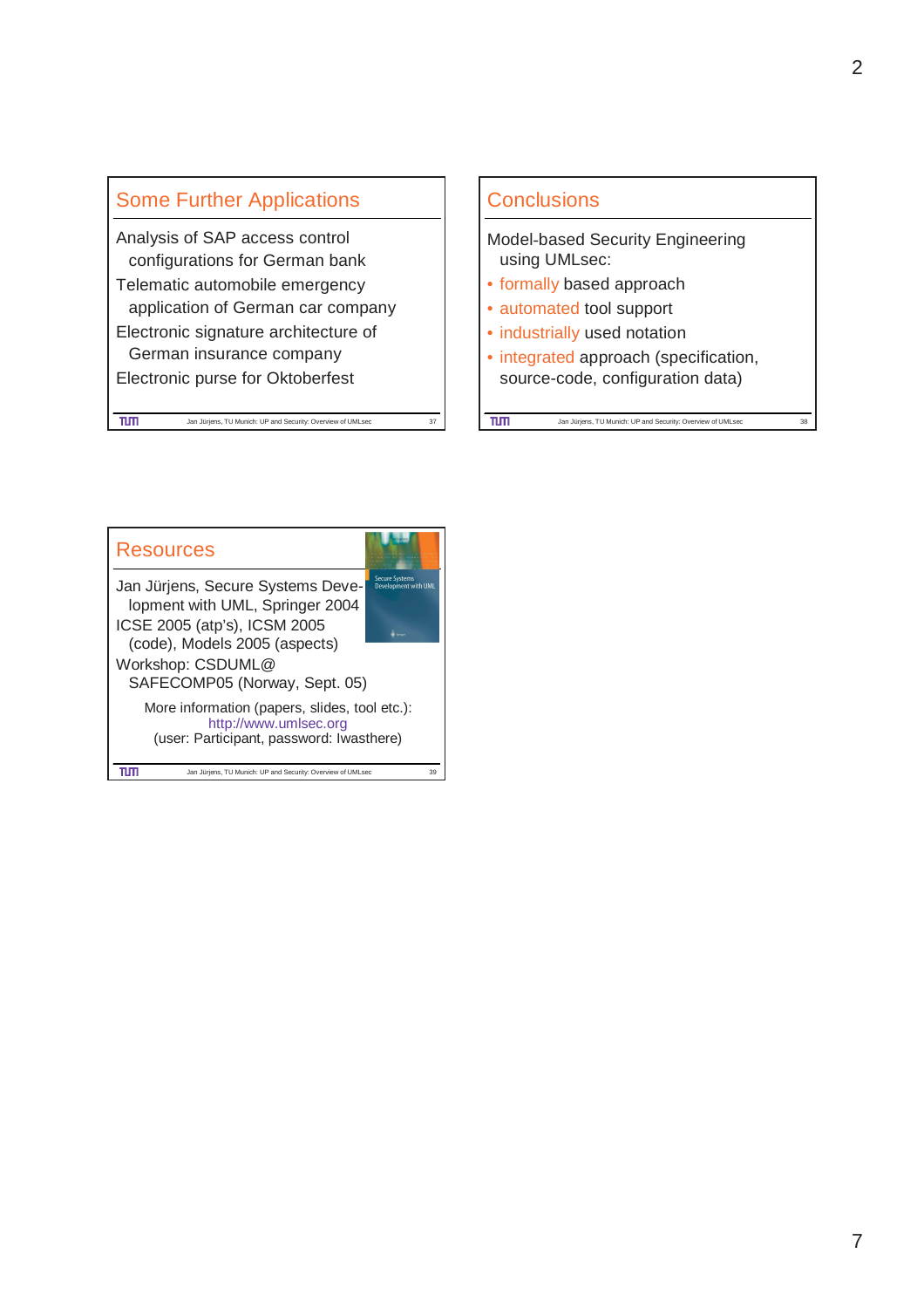## Some Further Applications

Analysis of SAP access control configurations for German bank

Telematic automobile emergency application of German car company

Electronic signature architecture of German insurance company

Electronic purse for Oktoberfest

## Conclusions

Model-based Security Engineering using UMLsec:

- formally based approach
- automated tool support
- industrially used notation
- integrated approach (specification, source-code, configuration data)

## Resources

Jan Jürjens, Secure Systems Development with UML, Springer 2004

ICSE 2005 (atp's), ICSM 2005 (code), Models 2005 (aspects)

Workshop: CSDUML@ SAFECOMP05 (Norway, Sept. 05)

More information (papers, slides, tool etc.): http://www.umlsec.org (user: Participant, password: Iwasthere)